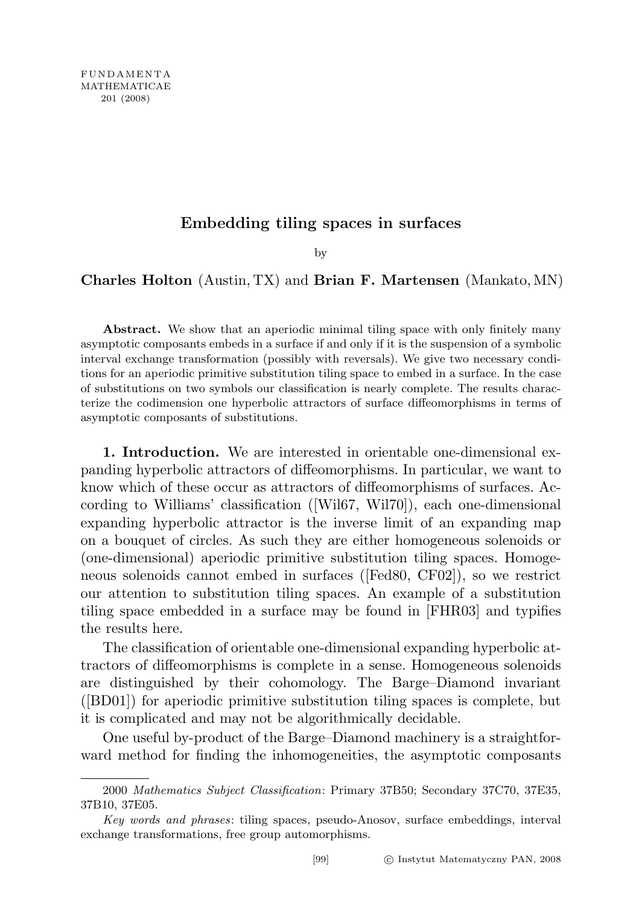# Embedding tiling spaces in surfaces

by

**Charles Holton** (Austin, TX) and **Brian F. Martensen** (Mankato, MN)

**Abstract.** We show that an aperiodic minimal tiling space with only finitely many asymptotic composants embeds in a surface if and only if it is the suspension of a symbolic interval exchange transformation (possibly with reversals). We give two necessary conditions for an aperiodic primitive substitution tiling space to embed in a surface. In the case of substitutions on two symbols our classification is nearly complete. The results characterize the codimension one hyperbolic attractors of surface diffeomorphisms in terms of asymptotic composants of substitutions.

**1. Introduction.** We are interested in orientable one-dimensional expanding hyperbolic attractors of diffeomorphisms. In particular, we want to know which of these occur as attractors of diffeomorphisms of surfaces. According to Williams' classification ([Wil67, Wil70]), each one-dimensional expanding hyperbolic attractor is the inverse limit of an expanding map on a bouquet of circles. As such they are either homogeneous solenoids or (one-dimensional) aperiodic primitive substitution tiling spaces. Homogeneous solenoids cannot embed in surfaces ([Fed80, CF02]), so we restrict our attention to substitution tiling spaces. An example of a substitution tiling space embedded in a surface may be found in [FHR03] and typifies the results here.

The classification of orientable one-dimensional expanding hyperbolic attractors of diffeomorphisms is complete in a sense. Homogeneous solenoids are distinguished by their cohomology. The Barge–Diamond invariant ([BD01]) for aperiodic primitive substitution tiling spaces is complete, but it is complicated and may not be algorithmically decidable.

One useful by-product of the Barge–Diamond machinery is a straightforward method for finding the inhomogeneities, the asymptotic composants

---

2000 *Mathematics Subject Classification*: Primary 37B50; Secondary 37C70, 37E35, 37B10, 37E05.

*Key words and phrases*: tiling spaces, pseudo-Anosov, surface embeddings, interval exchange transformations, free group automorphisms.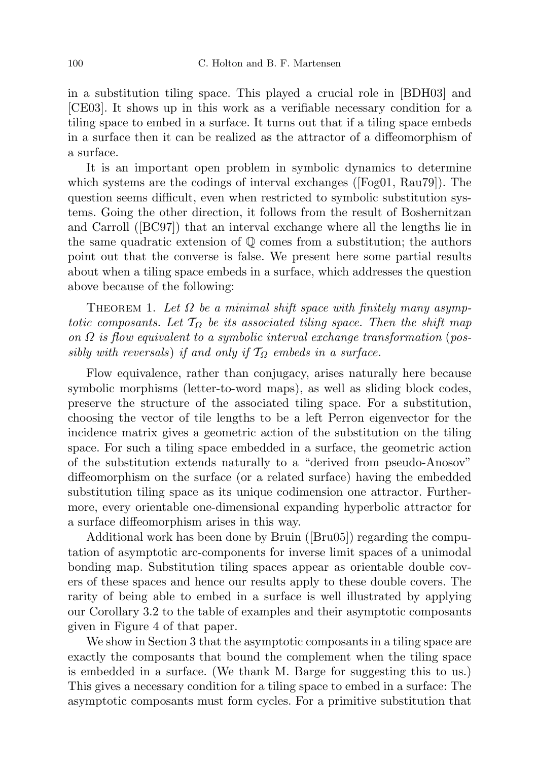in a substitution tiling space. This played a crucial role in [BDH03] and [CE03]. It shows up in this work as a verifiable necessary condition for a tiling space to embed in a surface. It turns out that if a tiling space embeds in a surface then it can be realized as the attractor of a diffeomorphism of a surface.

It is an important open problem in symbolic dynamics to determine which systems are the codings of interval exchanges ([Fog01, Rau79]). The question seems difficult, even when restricted to symbolic substitution systems. Going the other direction, it follows from the result of Boshernitzan and Carroll ([BC97]) that an interval exchange where all the lengths lie in the same quadratic extension of $\mathbb{Q}$ comes from a substitution; the authors point out that the converse is false. We present here some partial results about when a tiling space embeds in a surface, which addresses the question above because of the following:

Theorem 1. *Let $\Omega$ be a minimal shift space with finitely many asymptotic composants. Let $\mathcal{T}_\Omega$ be its associated tiling space. Then the shift map on $\Omega$ is flow equivalent to a symbolic interval exchange transformation (possibly with reversals) if and only if $\mathcal{T}_\Omega$ embeds in a surface.*

Flow equivalence, rather than conjugacy, arises naturally here because symbolic morphisms (letter-to-word maps), as well as sliding block codes, preserve the structure of the associated tiling space. For a substitution, choosing the vector of tile lengths to be a left Perron eigenvector for the incidence matrix gives a geometric action of the substitution on the tiling space. For such a tiling space embedded in a surface, the geometric action of the substitution extends naturally to a "derived from pseudo-Anosov" diffeomorphism on the surface (or a related surface) having the embedded substitution tiling space as its unique codimension one attractor. Furthermore, every orientable one-dimensional expanding hyperbolic attractor for a surface diffeomorphism arises in this way.

Additional work has been done by Bruin ([Bru05]) regarding the computation of asymptotic arc-components for inverse limit spaces of a unimodal bonding map. Substitution tiling spaces appear as orientable double covers of these spaces and hence our results apply to these double covers. The rarity of being able to embed in a surface is well illustrated by applying our Corollary 3.2 to the table of examples and their asymptotic composants given in Figure 4 of that paper.

We show in Section 3 that the asymptotic composants in a tiling space are exactly the composants that bound the complement when the tiling space is embedded in a surface. (We thank M. Barge for suggesting this to us.) This gives a necessary condition for a tiling space to embed in a surface: The asymptotic composants must form cycles. For a primitive substitution that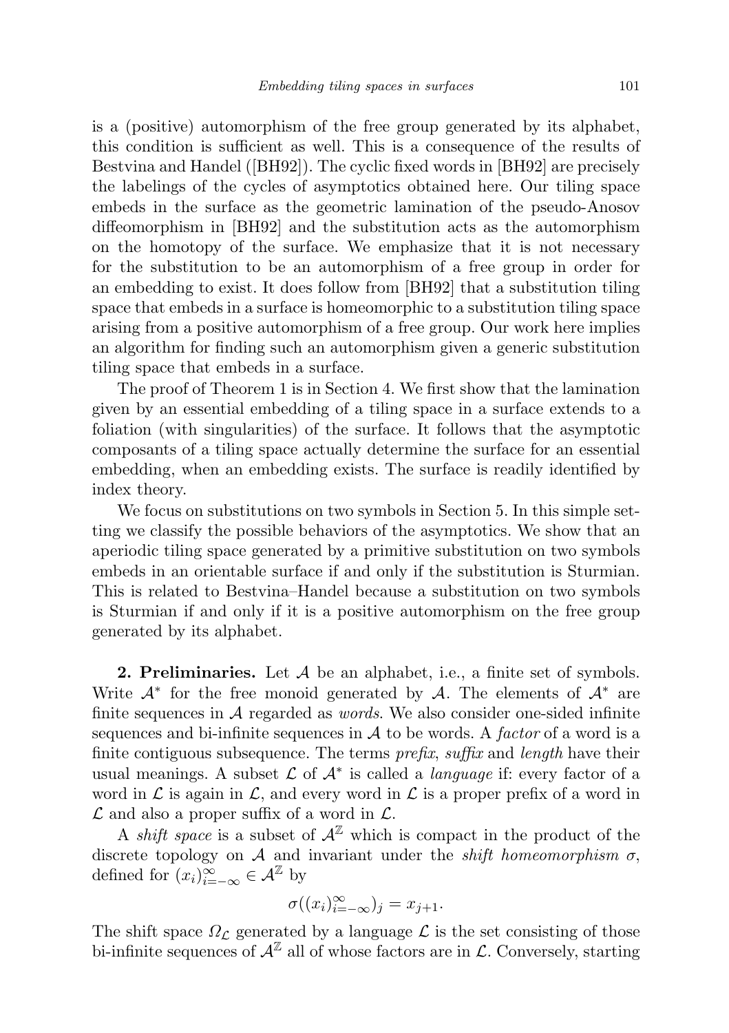is a (positive) automorphism of the free group generated by its alphabet, this condition is sufficient as well. This is a consequence of the results of Bestvina and Handel ([BH92]). The cyclic fixed words in [BH92] are precisely the labelings of the cycles of asymptotics obtained here. Our tiling space embeds in the surface as the geometric lamination of the pseudo-Anosov diffeomorphism in [BH92] and the substitution acts as the automorphism on the homotopy of the surface. We emphasize that it is not necessary for the substitution to be an automorphism of a free group in order for an embedding to exist. It does follow from [BH92] that a substitution tiling space that embeds in a surface is homeomorphic to a substitution tiling space arising from a positive automorphism of a free group. Our work here implies an algorithm for finding such an automorphism given a generic substitution tiling space that embeds in a surface.

The proof of Theorem 1 is in Section 4. We first show that the lamination given by an essential embedding of a tiling space in a surface extends to a foliation (with singularities) of the surface. It follows that the asymptotic composants of a tiling space actually determine the surface for an essential embedding, when an embedding exists. The surface is readily identified by index theory.

We focus on substitutions on two symbols in Section 5. In this simple setting we classify the possible behaviors of the asymptotics. We show that an aperiodic tiling space generated by a primitive substitution on two symbols embeds in an orientable surface if and only if the substitution is Sturmian. This is related to Bestvina–Handel because a substitution on two symbols is Sturmian if and only if it is a positive automorphism on the free group generated by its alphabet.

**2. Preliminaries.** Let $\mathcal{A}$ be an alphabet, i.e., a finite set of symbols. Write $\mathcal{A}^*$ for the free monoid generated by $\mathcal{A}$. The elements of $\mathcal{A}^*$ are finite sequences in $\mathcal{A}$ regarded as *words*. We also consider one-sided infinite sequences and bi-infinite sequences in $\mathcal{A}$ to be words. A *factor* of a word is a finite contiguous subsequence. The terms *prefix*, *suffix* and *length* have their usual meanings. A subset $\mathcal{L}$ of $\mathcal{A}^*$ is called a *language* if: every factor of a word in $\mathcal{L}$ is again in $\mathcal{L}$, and every word in $\mathcal{L}$ is a proper prefix of a word in $\mathcal{L}$ and also a proper suffix of a word in $\mathcal{L}$.

A *shift space* is a subset of $\mathcal{A}^{\mathbb{Z}}$ which is compact in the product of the discrete topology on $\mathcal{A}$ and invariant under the *shift homeomorphism* $\sigma$, defined for $(x_i)_{i=-\infty}^{\infty} \in \mathcal{A}^{\mathbb{Z}}$ by

$$\sigma((x_i)_{i=-\infty}^{\infty})_j = x_{j+1}.$$

The shift space $\Omega_{\mathcal{L}}$ generated by a language $\mathcal{L}$ is the set consisting of those bi-infinite sequences of $\mathcal{A}^{\mathbb{Z}}$ all of whose factors are in $\mathcal{L}$. Conversely, starting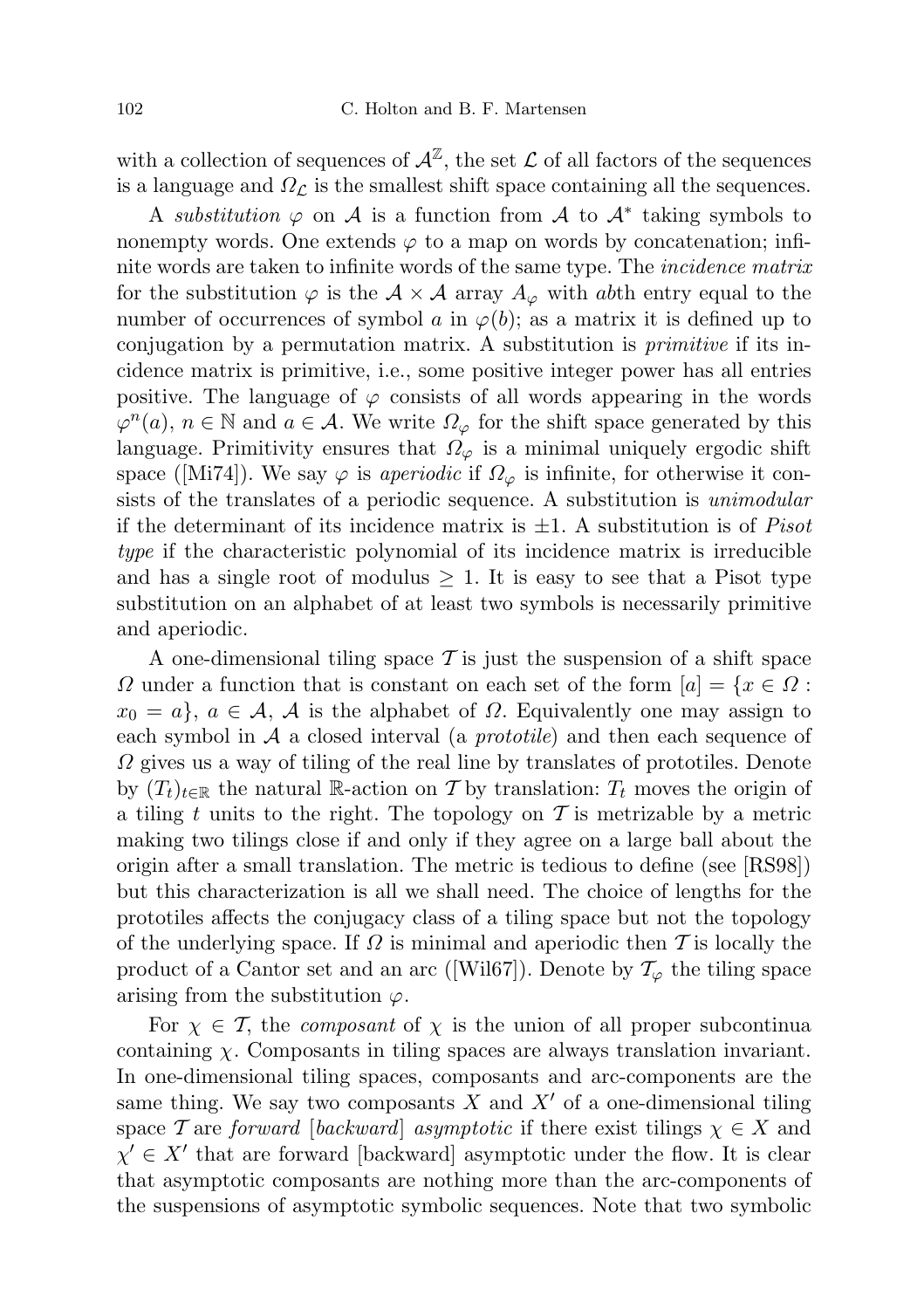with a collection of sequences of $\mathcal{A}^{\mathbb{Z}}$, the set $\mathcal{L}$ of all factors of the sequences is a language and $\Omega_{\mathcal{L}}$ is the smallest shift space containing all the sequences.

A *substitution* $\varphi$ on $\mathcal{A}$ is a function from $\mathcal{A}$ to $\mathcal{A}^*$ taking symbols to nonempty words. One extends $\varphi$ to a map on words by concatenation; infinite words are taken to infinite words of the same type. The *incidence matrix* for the substitution $\varphi$ is the $\mathcal{A} \times \mathcal{A}$ array $A_\varphi$ with $ab$th entry equal to the number of occurrences of symbol $a$ in $\varphi(b)$; as a matrix it is defined up to conjugation by a permutation matrix. A substitution is *primitive* if its incidence matrix is primitive, i.e., some positive integer power has all entries positive. The language of $\varphi$ consists of all words appearing in the words $\varphi^n(a)$, $n \in \mathbb{N}$ and $a \in \mathcal{A}$. We write $\Omega_\varphi$ for the shift space generated by this language. Primitivity ensures that $\Omega_\varphi$ is a minimal uniquely ergodic shift space ([Mi74]). We say $\varphi$ is *aperiodic* if $\Omega_\varphi$ is infinite, for otherwise it consists of the translates of a periodic sequence. A substitution is *unimodular* if the determinant of its incidence matrix is $\pm 1$. A substitution is of *Pisot type* if the characteristic polynomial of its incidence matrix is irreducible and has a single root of modulus $\geq 1$. It is easy to see that a Pisot type substitution on an alphabet of at least two symbols is necessarily primitive and aperiodic.

A one-dimensional tiling space $\mathcal{T}$ is just the suspension of a shift space $\Omega$ under a function that is constant on each set of the form $[a] = \{x \in \Omega : x_0 = a\}$, $a \in \mathcal{A}$, $\mathcal{A}$ is the alphabet of $\Omega$. Equivalently one may assign to each symbol in $\mathcal{A}$ a closed interval (a *prototile*) and then each sequence of $\Omega$ gives us a way of tiling of the real line by translates of prototiles. Denote by $(T_t)_{t\in\mathbb{R}}$ the natural $\mathbb{R}$-action on $\mathcal{T}$ by translation: $T_t$ moves the origin of a tiling $t$ units to the right. The topology on $\mathcal{T}$ is metrizable by a metric making two tilings close if and only if they agree on a large ball about the origin after a small translation. The metric is tedious to define (see [RS98]) but this characterization is all we shall need. The choice of lengths for the prototiles affects the conjugacy class of a tiling space but not the topology of the underlying space. If $\Omega$ is minimal and aperiodic then $\mathcal{T}$ is locally the product of a Cantor set and an arc ([Wil67]). Denote by $\mathcal{T}_\varphi$ the tiling space arising from the substitution $\varphi$.

For $\chi \in \mathcal{T}$, the *composant* of $\chi$ is the union of all proper subcontinua containing $\chi$. Composants in tiling spaces are always translation invariant. In one-dimensional tiling spaces, composants and arc-components are the same thing. We say two composants $X$ and $X'$ of a one-dimensional tiling space $\mathcal{T}$ are *forward* [*backward*] *asymptotic* if there exist tilings $\chi \in X$ and $\chi' \in X'$ that are forward [backward] asymptotic under the flow. It is clear that asymptotic composants are nothing more than the arc-components of the suspensions of asymptotic symbolic sequences. Note that two symbolic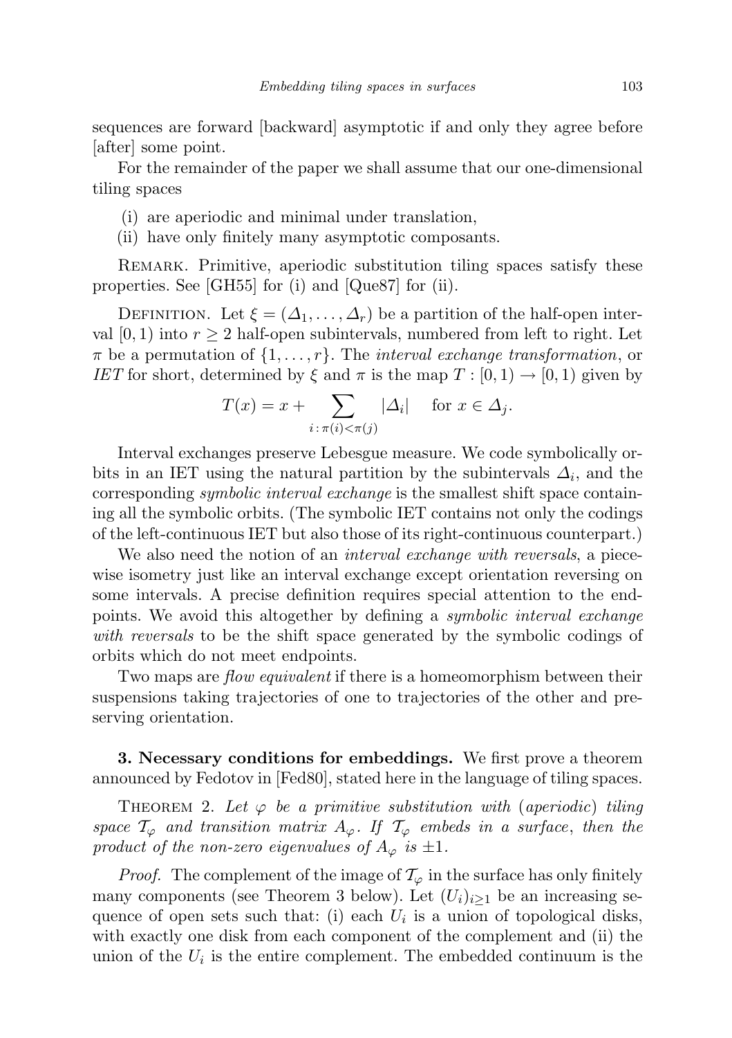sequences are forward [backward] asymptotic if and only they agree before [after] some point.

For the remainder of the paper we shall assume that our one-dimensional tiling spaces

(i) are aperiodic and minimal under translation,
(ii) have only finitely many asymptotic composants.

Remark. Primitive, aperiodic substitution tiling spaces satisfy these properties. See [GH55] for (i) and [Que87] for (ii).

Definition. Let $\xi = (\Delta_1, \ldots, \Delta_r)$ be a partition of the half-open interval $[0, 1)$ into $r \geq 2$ half-open subintervals, numbered from left to right. Let $\pi$ be a permutation of $\{1, \ldots, r\}$. The *interval exchange transformation*, or *IET* for short, determined by $\xi$ and $\pi$ is the map $T : [0, 1) \to [0, 1)$ given by

$$T(x) = x + \sum_{i\,:\,\pi(i)<\pi(j)} |\Delta_i| \quad \text{for } x \in \Delta_j.$$

Interval exchanges preserve Lebesgue measure. We code symbolically orbits in an IET using the natural partition by the subintervals $\Delta_i$, and the corresponding *symbolic interval exchange* is the smallest shift space containing all the symbolic orbits. (The symbolic IET contains not only the codings of the left-continuous IET but also those of its right-continuous counterpart.)

We also need the notion of an *interval exchange with reversals*, a piecewise isometry just like an interval exchange except orientation reversing on some intervals. A precise definition requires special attention to the endpoints. We avoid this altogether by defining a *symbolic interval exchange with reversals* to be the shift space generated by the symbolic codings of orbits which do not meet endpoints.

Two maps are *flow equivalent* if there is a homeomorphism between their suspensions taking trajectories of one to trajectories of the other and preserving orientation.

## 3. Necessary conditions for embeddings.

We first prove a theorem announced by Fedotov in [Fed80], stated here in the language of tiling spaces.

Theorem 2. *Let $\varphi$ be a primitive substitution with* (*aperiodic*) *tiling space $\mathcal{T}_\varphi$ and transition matrix $A_\varphi$. If $\mathcal{T}_\varphi$ embeds in a surface, then the product of the non-zero eigenvalues of $A_\varphi$ is $\pm 1$.*

*Proof.* The complement of the image of $\mathcal{T}_\varphi$ in the surface has only finitely many components (see Theorem 3 below). Let $(U_i)_{i\geq 1}$ be an increasing sequence of open sets such that: (i) each $U_i$ is a union of topological disks, with exactly one disk from each component of the complement and (ii) the union of the $U_i$ is the entire complement. The embedded continuum is the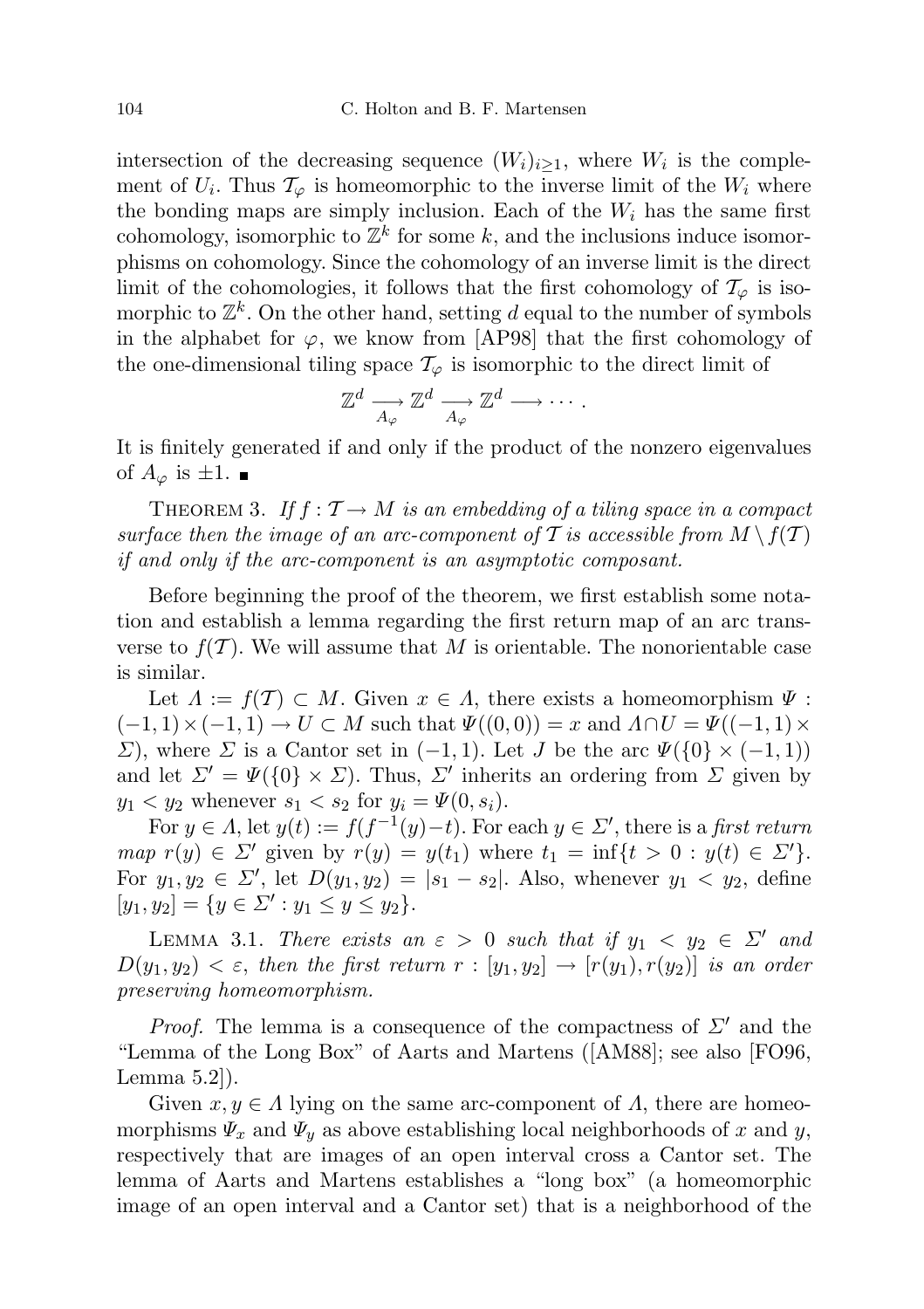intersection of the decreasing sequence $(W_i)_{i\geq 1}$, where $W_i$ is the complement of $U_i$. Thus $\mathcal{T}_\varphi$ is homeomorphic to the inverse limit of the $W_i$ where the bonding maps are simply inclusion. Each of the $W_i$ has the same first cohomology, isomorphic to $\mathbb{Z}^k$ for some $k$, and the inclusions induce isomorphisms on cohomology. Since the cohomology of an inverse limit is the direct limit of the cohomologies, it follows that the first cohomology of $\mathcal{T}_\varphi$ is isomorphic to $\mathbb{Z}^k$. On the other hand, setting $d$ equal to the number of symbols in the alphabet for $\varphi$, we know from [AP98] that the first cohomology of the one-dimensional tiling space $\mathcal{T}_\varphi$ is isomorphic to the direct limit of

$$\mathbb{Z}^d \underset{A_\varphi}{\longrightarrow} \mathbb{Z}^d \underset{A_\varphi}{\longrightarrow} \mathbb{Z}^d \longrightarrow \cdots .$$

It is finitely generated if and only if the product of the nonzero eigenvalues of $A_\varphi$ is $\pm 1$. ∎

THEOREM 3. *If $f : \mathcal{T} \to M$ is an embedding of a tiling space in a compact surface then the image of an arc-component of $\mathcal{T}$ is accessible from $M \setminus f(\mathcal{T})$ if and only if the arc-component is an asymptotic composant.*

Before beginning the proof of the theorem, we first establish some notation and establish a lemma regarding the first return map of an arc transverse to $f(\mathcal{T})$. We will assume that $M$ is orientable. The nonorientable case is similar.

Let $\Lambda := f(\mathcal{T}) \subset M$. Given $x \in \Lambda$, there exists a homeomorphism $\Psi : (-1,1)\times(-1,1) \to U \subset M$ such that $\Psi((0,0)) = x$ and $\Lambda \cap U = \Psi((-1,1)\times \Sigma)$, where $\Sigma$ is a Cantor set in $(-1,1)$. Let $J$ be the arc $\Psi(\{0\}\times(-1,1))$ and let $\Sigma' = \Psi(\{0\}\times\Sigma)$. Thus, $\Sigma'$ inherits an ordering from $\Sigma$ given by $y_1 < y_2$ whenever $s_1 < s_2$ for $y_i = \Psi(0, s_i)$.

For $y \in \Lambda$, let $y(t) := f(f^{-1}(y) - t)$. For each $y \in \Sigma'$, there is a *first return map* $r(y) \in \Sigma'$ given by $r(y) = y(t_1)$ where $t_1 = \inf\{t > 0 : y(t) \in \Sigma'\}$. For $y_1, y_2 \in \Sigma'$, let $D(y_1, y_2) = |s_1 - s_2|$. Also, whenever $y_1 < y_2$, define $[y_1, y_2] = \{y \in \Sigma' : y_1 \leq y \leq y_2\}$.

LEMMA 3.1. *There exists an $\varepsilon > 0$ such that if $y_1 < y_2 \in \Sigma'$ and $D(y_1, y_2) < \varepsilon$, then the first return $r : [y_1, y_2] \to [r(y_1), r(y_2)]$ is an order preserving homeomorphism.*

*Proof.* The lemma is a consequence of the compactness of $\Sigma'$ and the "Lemma of the Long Box" of Aarts and Martens ([AM88]; see also [FO96, Lemma 5.2]).

Given $x, y \in \Lambda$ lying on the same arc-component of $\Lambda$, there are homeomorphisms $\Psi_x$ and $\Psi_y$ as above establishing local neighborhoods of $x$ and $y$, respectively that are images of an open interval cross a Cantor set. The lemma of Aarts and Martens establishes a "long box" (a homeomorphic image of an open interval and a Cantor set) that is a neighborhood of the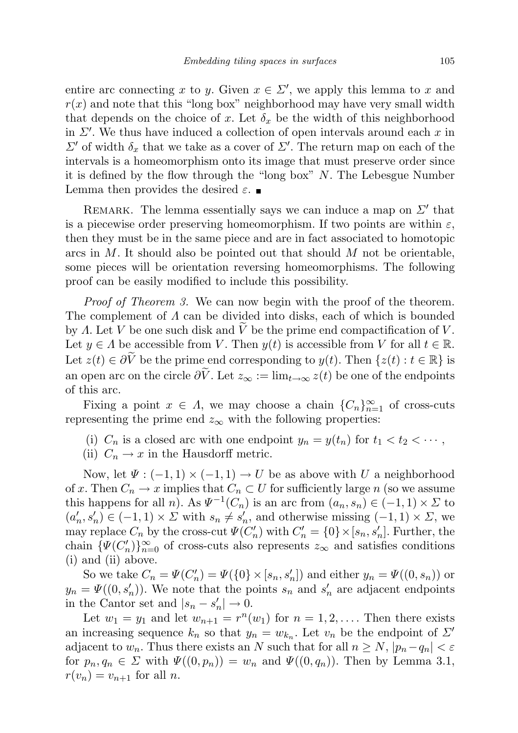entire arc connecting $x$ to $y$. Given $x \in \Sigma'$, we apply this lemma to $x$ and $r(x)$ and note that this "long box" neighborhood may have very small width that depends on the choice of $x$. Let $\delta_x$ be the width of this neighborhood in $\Sigma'$. We thus have induced a collection of open intervals around each $x$ in $\Sigma'$ of width $\delta_x$ that we take as a cover of $\Sigma'$. The return map on each of the intervals is a homeomorphism onto its image that must preserve order since it is defined by the flow through the "long box" $N$. The Lebesgue Number Lemma then provides the desired $\varepsilon$. ■

REMARK. The lemma essentially says we can induce a map on $\Sigma'$ that is a piecewise order preserving homeomorphism. If two points are within $\varepsilon$, then they must be in the same piece and are in fact associated to homotopic arcs in $M$. It should also be pointed out that should $M$ not be orientable, some pieces will be orientation reversing homeomorphisms. The following proof can be easily modified to include this possibility.

*Proof of Theorem 3.* We can now begin with the proof of the theorem. The complement of $\Lambda$ can be divided into disks, each of which is bounded by $\Lambda$. Let $V$ be one such disk and $\widetilde{V}$ be the prime end compactification of $V$. Let $y \in \Lambda$ be accessible from $V$. Then $y(t)$ is accessible from $V$ for all $t \in \mathbb{R}$. Let $z(t) \in \partial\widetilde{V}$ be the prime end corresponding to $y(t)$. Then $\{z(t) : t \in \mathbb{R}\}$ is an open arc on the circle $\partial\widetilde{V}$. Let $z_\infty := \lim_{t\to\infty} z(t)$ be one of the endpoints of this arc.

Fixing a point $x \in \Lambda$, we may choose a chain $\{C_n\}_{n=1}^{\infty}$ of cross-cuts representing the prime end $z_\infty$ with the following properties:

(i) $C_n$ is a closed arc with one endpoint $y_n = y(t_n)$ for $t_1 < t_2 < \cdots$,
(ii) $C_n \to x$ in the Hausdorff metric.

Now, let $\Psi : (-1,1) \times (-1,1) \to U$ be as above with $U$ a neighborhood of $x$. Then $C_n \to x$ implies that $C_n \subset U$ for sufficiently large $n$ (so we assume this happens for all $n$). As $\Psi^{-1}(C_n)$ is an arc from $(a_n, s_n) \in (-1,1) \times \Sigma$ to $(a_n', s_n') \in (-1,1) \times \Sigma$ with $s_n \neq s_n'$, and otherwise missing $(-1,1) \times \Sigma$, we may replace $C_n$ by the cross-cut $\Psi(C_n')$ with $C_n' = \{0\} \times [s_n, s_n']$. Further, the chain $\{\Psi(C_n')\}_{n=0}^{\infty}$ of cross-cuts also represents $z_\infty$ and satisfies conditions (i) and (ii) above.

So we take $C_n = \Psi(C_n') = \Psi(\{0\} \times [s_n, s_n'])$ and either $y_n = \Psi((0, s_n))$ or $y_n = \Psi((0, s_n'))$. We note that the points $s_n$ and $s_n'$ are adjacent endpoints in the Cantor set and $|s_n - s_n'| \to 0$.

Let $w_1 = y_1$ and let $w_{n+1} = r^n(w_1)$ for $n = 1, 2, \ldots$. Then there exists an increasing sequence $k_n$ so that $y_n = w_{k_n}$. Let $v_n$ be the endpoint of $\Sigma'$ adjacent to $w_n$. Thus there exists an $N$ such that for all $n \geq N$, $|p_n - q_n| < \varepsilon$ for $p_n, q_n \in \Sigma$ with $\Psi((0, p_n)) = w_n$ and $\Psi((0, q_n))$. Then by Lemma 3.1, $r(v_n) = v_{n+1}$ for all $n$.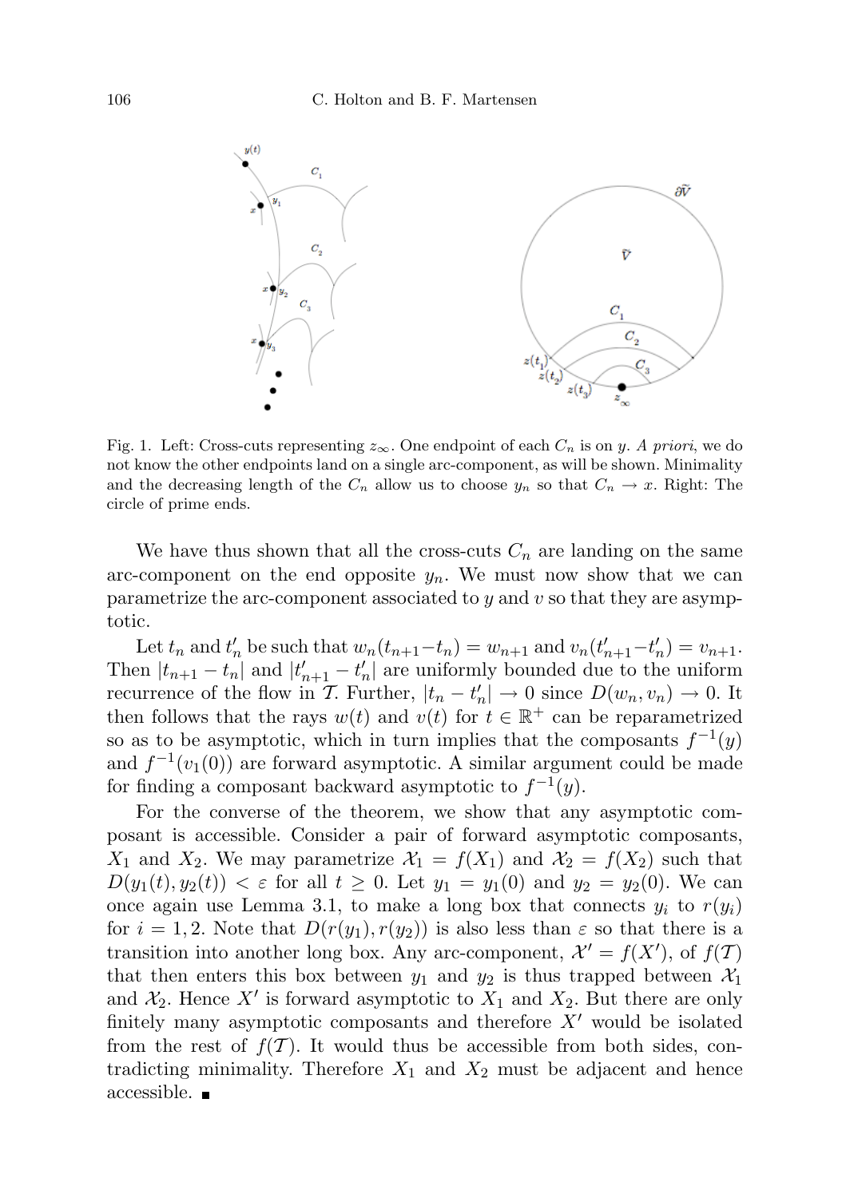Fig. 1. Left: Cross-cuts representing $z_\infty$. One endpoint of each $C_n$ is on $y$. *A priori*, we do not know the other endpoints land on a single arc-component, as will be shown. Minimality and the decreasing length of the $C_n$ allow us to choose $y_n$ so that $C_n \to x$. Right: The circle of prime ends.

We have thus shown that all the cross-cuts $C_n$ are landing on the same arc-component on the end opposite $y_n$. We must now show that we can parametrize the arc-component associated to $y$ and $v$ so that they are asymptotic.

Let $t_n$ and $t'_n$ be such that $w_n(t_{n+1}-t_n) = w_{n+1}$ and $v_n(t'_{n+1}-t'_n) = v_{n+1}$. Then $|t_{n+1} - t_n|$ and $|t'_{n+1} - t'_n|$ are uniformly bounded due to the uniform recurrence of the flow in $\mathcal{T}$. Further, $|t_n - t'_n| \to 0$ since $D(w_n, v_n) \to 0$. It then follows that the rays $w(t)$ and $v(t)$ for $t \in \mathbb{R}^+$ can be reparametrized so as to be asymptotic, which in turn implies that the composants $f^{-1}(y)$ and $f^{-1}(v_1(0))$ are forward asymptotic. A similar argument could be made for finding a composant backward asymptotic to $f^{-1}(y)$.

For the converse of the theorem, we show that any asymptotic composant is accessible. Consider a pair of forward asymptotic composants, $X_1$ and $X_2$. We may parametrize $\mathcal{X}_1 = f(X_1)$ and $\mathcal{X}_2 = f(X_2)$ such that $D(y_1(t), y_2(t)) < \varepsilon$ for all $t \geq 0$. Let $y_1 = y_1(0)$ and $y_2 = y_2(0)$. We can once again use Lemma 3.1, to make a long box that connects $y_i$ to $r(y_i)$ for $i = 1, 2$. Note that $D(r(y_1), r(y_2))$ is also less than $\varepsilon$ so that there is a transition into another long box. Any arc-component, $\mathcal{X}' = f(X')$, of $f(\mathcal{T})$ that then enters this box between $y_1$ and $y_2$ is thus trapped between $\mathcal{X}_1$ and $\mathcal{X}_2$. Hence $X'$ is forward asymptotic to $X_1$ and $X_2$. But there are only finitely many asymptotic composants and therefore $X'$ would be isolated from the rest of $f(\mathcal{T})$. It would thus be accessible from both sides, contradicting minimality. Therefore $X_1$ and $X_2$ must be adjacent and hence accessible. ∎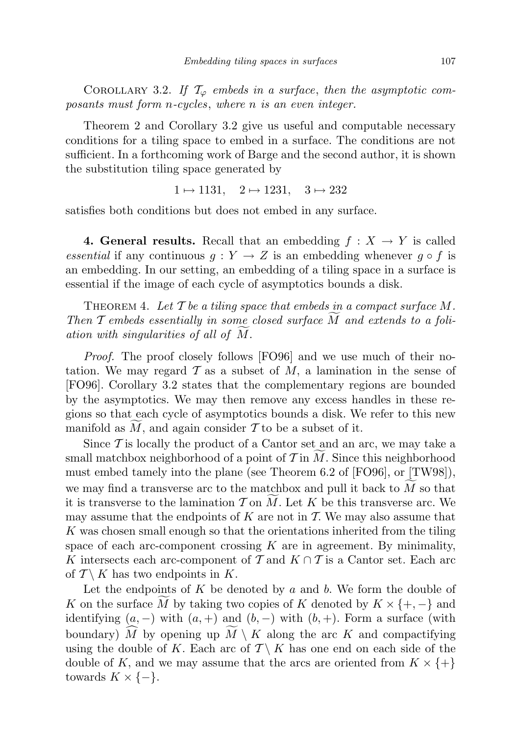COROLLARY 3.2. *If $\mathcal{T}_\varphi$ embeds in a surface, then the asymptotic composants must form $n$-cycles, where $n$ is an even integer.*

Theorem 2 and Corollary 3.2 give us useful and computable necessary conditions for a tiling space to embed in a surface. The conditions are not sufficient. In a forthcoming work of Barge and the second author, it is shown the substitution tiling space generated by

$$1 \mapsto 1131, \quad 2 \mapsto 1231, \quad 3 \mapsto 232$$

satisfies both conditions but does not embed in any surface.

**4. General results.** Recall that an embedding $f : X \to Y$ is called *essential* if any continuous $g : Y \to Z$ is an embedding whenever $g \circ f$ is an embedding. In our setting, an embedding of a tiling space in a surface is essential if the image of each cycle of asymptotics bounds a disk.

THEOREM 4. *Let $\mathcal{T}$ be a tiling space that embeds in a compact surface $M$. Then $\mathcal{T}$ embeds essentially in some closed surface $\widetilde{M}$ and extends to a foliation with singularities of all of $\widetilde{M}$.*

*Proof.* The proof closely follows [FO96] and we use much of their notation. We may regard $\mathcal{T}$ as a subset of $M$, a lamination in the sense of [FO96]. Corollary 3.2 states that the complementary regions are bounded by the asymptotics. We may then remove any excess handles in these regions so that each cycle of asymptotics bounds a disk. We refer to this new manifold as $\widetilde{M}$, and again consider $\mathcal{T}$ to be a subset of it.

Since $\mathcal{T}$ is locally the product of a Cantor set and an arc, we may take a small matchbox neighborhood of a point of $\mathcal{T}$ in $\widetilde{M}$. Since this neighborhood must embed tamely into the plane (see Theorem 6.2 of [FO96], or [TW98]), we may find a transverse arc to the matchbox and pull it back to $\widetilde{M}$ so that it is transverse to the lamination $\mathcal{T}$ on $\widetilde{M}$. Let $K$ be this transverse arc. We may assume that the endpoints of $K$ are not in $\mathcal{T}$. We may also assume that $K$ was chosen small enough so that the orientations inherited from the tiling space of each arc-component crossing $K$ are in agreement. By minimality, $K$ intersects each arc-component of $\mathcal{T}$ and $K \cap \mathcal{T}$ is a Cantor set. Each arc of $\mathcal{T} \setminus K$ has two endpoints in $K$.

Let the endpoints of $K$ be denoted by $a$ and $b$. We form the double of $K$ on the surface $\widetilde{M}$ by taking two copies of $K$ denoted by $K \times \{+,-\}$ and identifying $(a,-)$ with $(a,+)$ and $(b,-)$ with $(b,+)$. Form a surface (with boundary) $\widehat{M}$ by opening up $\widetilde{M} \setminus K$ along the arc $K$ and compactifying using the double of $K$. Each arc of $\mathcal{T} \setminus K$ has one end on each side of the double of $K$, and we may assume that the arcs are oriented from $K \times \{+\}$ towards $K \times \{-\}$.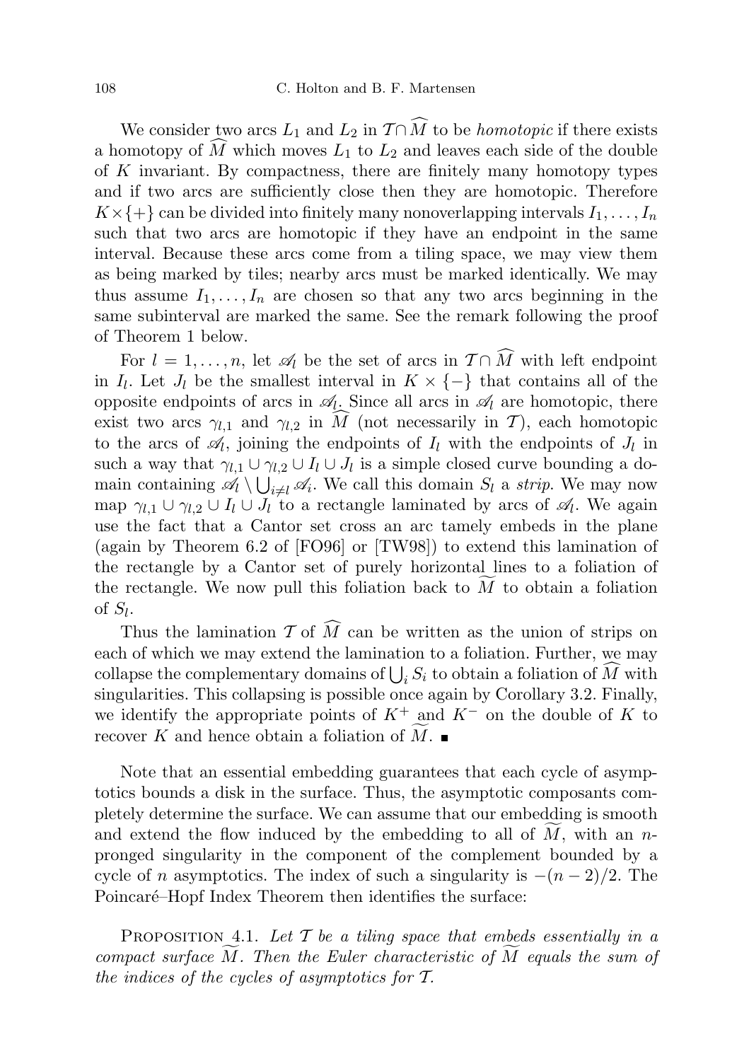We consider two arcs $L_1$ and $L_2$ in $\mathcal{T}\cap\widehat{M}$ to be *homotopic* if there exists a homotopy of $\widehat{M}$ which moves $L_1$ to $L_2$ and leaves each side of the double of $K$ invariant. By compactness, there are finitely many homotopy types and if two arcs are sufficiently close then they are homotopic. Therefore $K\times\{+\}$ can be divided into finitely many nonoverlapping intervals $I_1,\dots,I_n$ such that two arcs are homotopic if they have an endpoint in the same interval. Because these arcs come from a tiling space, we may view them as being marked by tiles; nearby arcs must be marked identically. We may thus assume $I_1,\dots,I_n$ are chosen so that any two arcs beginning in the same subinterval are marked the same. See the remark following the proof of Theorem 1 below.

For $l=1,\dots,n$, let $\mathscr{A}_l$ be the set of arcs in $\mathcal{T}\cap\widehat{M}$ with left endpoint in $I_l$. Let $J_l$ be the smallest interval in $K\times\{-\}$ that contains all of the opposite endpoints of arcs in $\mathscr{A}_l$. Since all arcs in $\mathscr{A}_l$ are homotopic, there exist two arcs $\gamma_{l,1}$ and $\gamma_{l,2}$ in $\widehat{M}$ (not necessarily in $\mathcal{T}$), each homotopic to the arcs of $\mathscr{A}_l$, joining the endpoints of $I_l$ with the endpoints of $J_l$ in such a way that $\gamma_{l,1}\cup\gamma_{l,2}\cup I_l\cup J_l$ is a simple closed curve bounding a domain containing $\mathscr{A}_l\setminus\bigcup_{i\neq l}\mathscr{A}_i$. We call this domain $S_l$ a *strip*. We may now map $\gamma_{l,1}\cup\gamma_{l,2}\cup I_l\cup J_l$ to a rectangle laminated by arcs of $\mathscr{A}_l$. We again use the fact that a Cantor set cross an arc tamely embeds in the plane (again by Theorem 6.2 of [FO96] or [TW98]) to extend this lamination of the rectangle by a Cantor set of purely horizontal lines to a foliation of the rectangle. We now pull this foliation back to $\widetilde{M}$ to obtain a foliation of $S_l$.

Thus the lamination $\mathcal{T}$ of $\widehat{M}$ can be written as the union of strips on each of which we may extend the lamination to a foliation. Further, we may collapse the complementary domains of $\bigcup_i S_i$ to obtain a foliation of $\widehat{M}$ with singularities. This collapsing is possible once again by Corollary 3.2. Finally, we identify the appropriate points of $K^+$ and $K^-$ on the double of $K$ to recover $K$ and hence obtain a foliation of $\widetilde{M}$. ∎

Note that an essential embedding guarantees that each cycle of asymptotics bounds a disk in the surface. Thus, the asymptotic composants completely determine the surface. We can assume that our embedding is smooth and extend the flow induced by the embedding to all of $\widetilde{M}$, with an $n$-pronged singularity in the component of the complement bounded by a cycle of $n$ asymptotics. The index of such a singularity is $-(n-2)/2$. The Poincaré–Hopf Index Theorem then identifies the surface:

PROPOSITION 4.1. *Let $\mathcal{T}$ be a tiling space that embeds essentially in a compact surface $\widetilde{M}$. Then the Euler characteristic of $\widetilde{M}$ equals the sum of the indices of the cycles of asymptotics for $\mathcal{T}$.*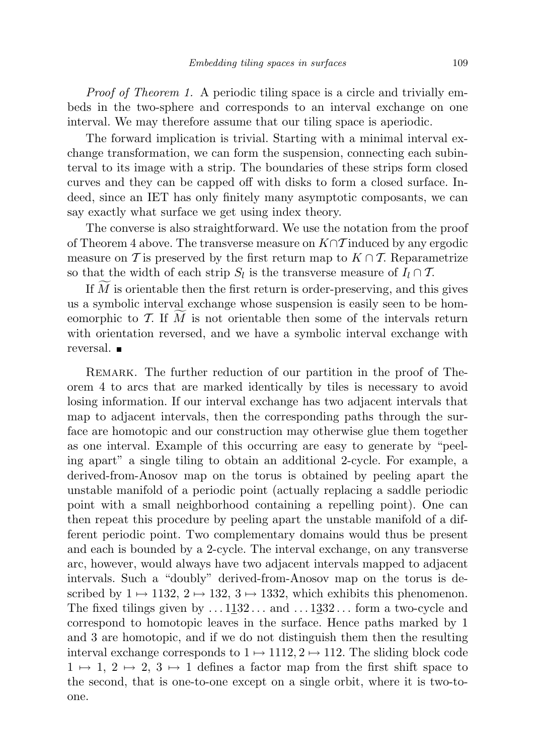*Proof of Theorem 1.* A periodic tiling space is a circle and trivially embeds in the two-sphere and corresponds to an interval exchange on one interval. We may therefore assume that our tiling space is aperiodic.

The forward implication is trivial. Starting with a minimal interval exchange transformation, we can form the suspension, connecting each subinterval to its image with a strip. The boundaries of these strips form closed curves and they can be capped off with disks to form a closed surface. Indeed, since an IET has only finitely many asymptotic composants, we can say exactly what surface we get using index theory.

The converse is also straightforward. We use the notation from the proof of Theorem 4 above. The transverse measure on $K \cap \mathcal{T}$ induced by any ergodic measure on $\mathcal{T}$ is preserved by the first return map to $K \cap \mathcal{T}$. Reparametrize so that the width of each strip $S_l$ is the transverse measure of $I_l \cap \mathcal{T}$.

If $\widetilde{M}$ is orientable then the first return is order-preserving, and this gives us a symbolic interval exchange whose suspension is easily seen to be homeomorphic to $\mathcal{T}$. If $\widetilde{M}$ is not orientable then some of the intervals return with orientation reversed, and we have a symbolic interval exchange with reversal. ■

Remark. The further reduction of our partition in the proof of Theorem 4 to arcs that are marked identically by tiles is necessary to avoid losing information. If our interval exchange has two adjacent intervals that map to adjacent intervals, then the corresponding paths through the surface are homotopic and our construction may otherwise glue them together as one interval. Example of this occurring are easy to generate by "peeling apart" a single tiling to obtain an additional 2-cycle. For example, a derived-from-Anosov map on the torus is obtained by peeling apart the unstable manifold of a periodic point (actually replacing a saddle periodic point with a small neighborhood containing a repelling point). One can then repeat this procedure by peeling apart the unstable manifold of a different periodic point. Two complementary domains would thus be present and each is bounded by a 2-cycle. The interval exchange, on any transverse arc, however, would always have two adjacent intervals mapped to adjacent intervals. Such a "doubly" derived-from-Anosov map on the torus is described by $1 \mapsto 1132$, $2 \mapsto 132$, $3 \mapsto 1332$, which exhibits this phenomenon. The fixed tilings given by $\ldots 1\underline{1}32 \ldots$ and $\ldots 1\underline{3}32 \ldots$ form a two-cycle and correspond to homotopic leaves in the surface. Hence paths marked by 1 and 3 are homotopic, and if we do not distinguish them then the resulting interval exchange corresponds to $1 \mapsto 1112, 2 \mapsto 112$. The sliding block code $1 \mapsto 1$, $2 \mapsto 2$, $3 \mapsto 1$ defines a factor map from the first shift space to the second, that is one-to-one except on a single orbit, where it is two-to-one.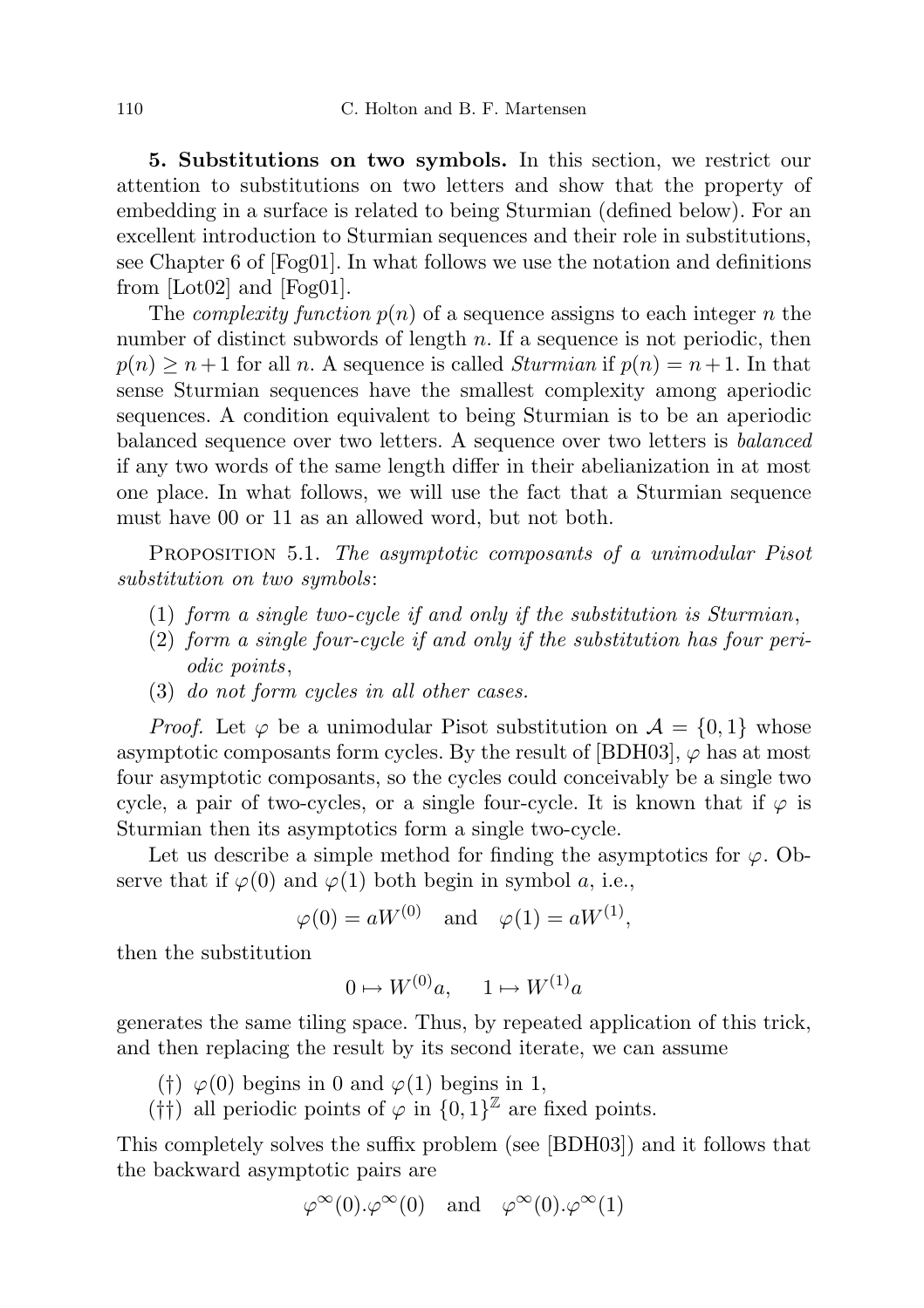**5. Substitutions on two symbols.** In this section, we restrict our attention to substitutions on two letters and show that the property of embedding in a surface is related to being Sturmian (defined below). For an excellent introduction to Sturmian sequences and their role in substitutions, see Chapter 6 of [Fog01]. In what follows we use the notation and definitions from [Lot02] and [Fog01].

The *complexity function* $p(n)$ of a sequence assigns to each integer $n$ the number of distinct subwords of length $n$. If a sequence is not periodic, then $p(n) \geq n+1$ for all $n$. A sequence is called *Sturmian* if $p(n) = n+1$. In that sense Sturmian sequences have the smallest complexity among aperiodic sequences. A condition equivalent to being Sturmian is to be an aperiodic balanced sequence over two letters. A sequence over two letters is *balanced* if any two words of the same length differ in their abelianization in at most one place. In what follows, we will use the fact that a Sturmian sequence must have 00 or 11 as an allowed word, but not both.

PROPOSITION 5.1. *The asymptotic composants of a unimodular Pisot substitution on two symbols*:

1. *form a single two-cycle if and only if the substitution is Sturmian*,
2. *form a single four-cycle if and only if the substitution has four periodic points*,
3. *do not form cycles in all other cases.*

*Proof.* Let $\varphi$ be a unimodular Pisot substitution on $\mathcal{A} = \{0, 1\}$ whose asymptotic composants form cycles. By the result of [BDH03], $\varphi$ has at most four asymptotic composants, so the cycles could conceivably be a single two cycle, a pair of two-cycles, or a single four-cycle. It is known that if $\varphi$ is Sturmian then its asymptotics form a single two-cycle.

Let us describe a simple method for finding the asymptotics for $\varphi$. Observe that if $\varphi(0)$ and $\varphi(1)$ both begin in symbol $a$, i.e.,

$$\varphi(0) = aW^{(0)} \quad \text{and} \quad \varphi(1) = aW^{(1)},$$

then the substitution

$$0 \mapsto W^{(0)}a, \quad 1 \mapsto W^{(1)}a$$

generates the same tiling space. Thus, by repeated application of this trick, and then replacing the result by its second iterate, we can assume

(†) $\varphi(0)$ begins in 0 and $\varphi(1)$ begins in 1,

(††) all periodic points of $\varphi$ in $\{0, 1\}^{\mathbb{Z}}$ are fixed points.

This completely solves the suffix problem (see [BDH03]) and it follows that the backward asymptotic pairs are

$$\varphi^{\infty}(0).\varphi^{\infty}(0) \quad \text{and} \quad \varphi^{\infty}(0).\varphi^{\infty}(1)$$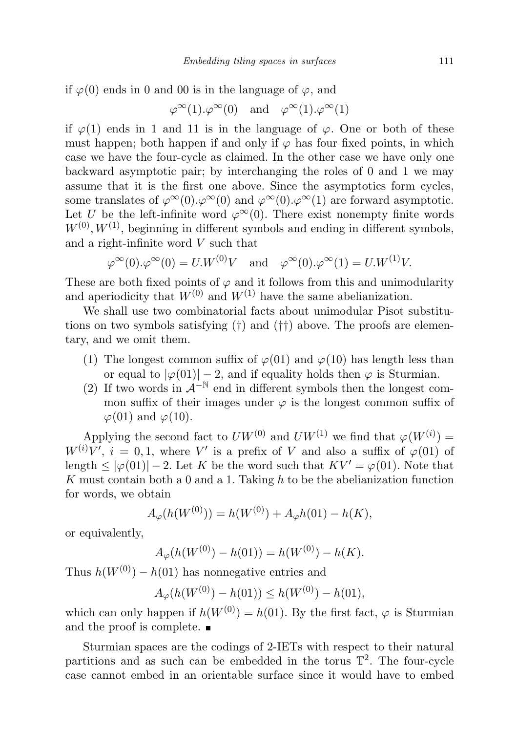if $\varphi(0)$ ends in 0 and 00 is in the language of $\varphi$, and

$$\varphi^\infty(1).\varphi^\infty(0) \quad \text{and} \quad \varphi^\infty(1).\varphi^\infty(1)$$

if $\varphi(1)$ ends in 1 and 11 is in the language of $\varphi$. One or both of these must happen; both happen if and only if $\varphi$ has four fixed points, in which case we have the four-cycle as claimed. In the other case we have only one backward asymptotic pair; by interchanging the roles of 0 and 1 we may assume that it is the first one above. Since the asymptotics form cycles, some translates of $\varphi^\infty(0).\varphi^\infty(0)$ and $\varphi^\infty(0).\varphi^\infty(1)$ are forward asymptotic. Let $U$ be the left-infinite word $\varphi^\infty(0)$. There exist nonempty finite words $W^{(0)}, W^{(1)}$, beginning in different symbols and ending in different symbols, and a right-infinite word $V$ such that

$$\varphi^\infty(0).\varphi^\infty(0) = U.W^{(0)}V \quad \text{and} \quad \varphi^\infty(0).\varphi^\infty(1) = U.W^{(1)}V.$$

These are both fixed points of $\varphi$ and it follows from this and unimodularity and aperiodicity that $W^{(0)}$ and $W^{(1)}$ have the same abelianization.

We shall use two combinatorial facts about unimodular Pisot substitutions on two symbols satisfying (†) and (††) above. The proofs are elementary, and we omit them.

1. The longest common suffix of $\varphi(01)$ and $\varphi(10)$ has length less than or equal to $|\varphi(01)| - 2$, and if equality holds then $\varphi$ is Sturmian.
2. If two words in $\mathcal{A}^{-\mathbb{N}}$ end in different symbols then the longest common suffix of their images under $\varphi$ is the longest common suffix of $\varphi(01)$ and $\varphi(10)$.

Applying the second fact to $UW^{(0)}$ and $UW^{(1)}$ we find that $\varphi(W^{(i)}) = W^{(i)}V'$, $i = 0, 1$, where $V'$ is a prefix of $V$ and also a suffix of $\varphi(01)$ of length $\leq |\varphi(01)| - 2$. Let $K$ be the word such that $KV' = \varphi(01)$. Note that $K$ must contain both a 0 and a 1. Taking $h$ to be the abelianization function for words, we obtain

$$A_\varphi(h(W^{(0)})) = h(W^{(0)}) + A_\varphi h(01) - h(K),$$

or equivalently,

$$A_\varphi(h(W^{(0)}) - h(01)) = h(W^{(0)}) - h(K).$$

Thus $h(W^{(0)}) - h(01)$ has nonnegative entries and

$$A_\varphi(h(W^{(0)}) - h(01)) \leq h(W^{(0)}) - h(01),$$

which can only happen if $h(W^{(0)}) = h(01)$. By the first fact, $\varphi$ is Sturmian and the proof is complete. ∎

Sturmian spaces are the codings of 2-IETs with respect to their natural partitions and as such can be embedded in the torus $\mathbb{T}^2$. The four-cycle case cannot embed in an orientable surface since it would have to embed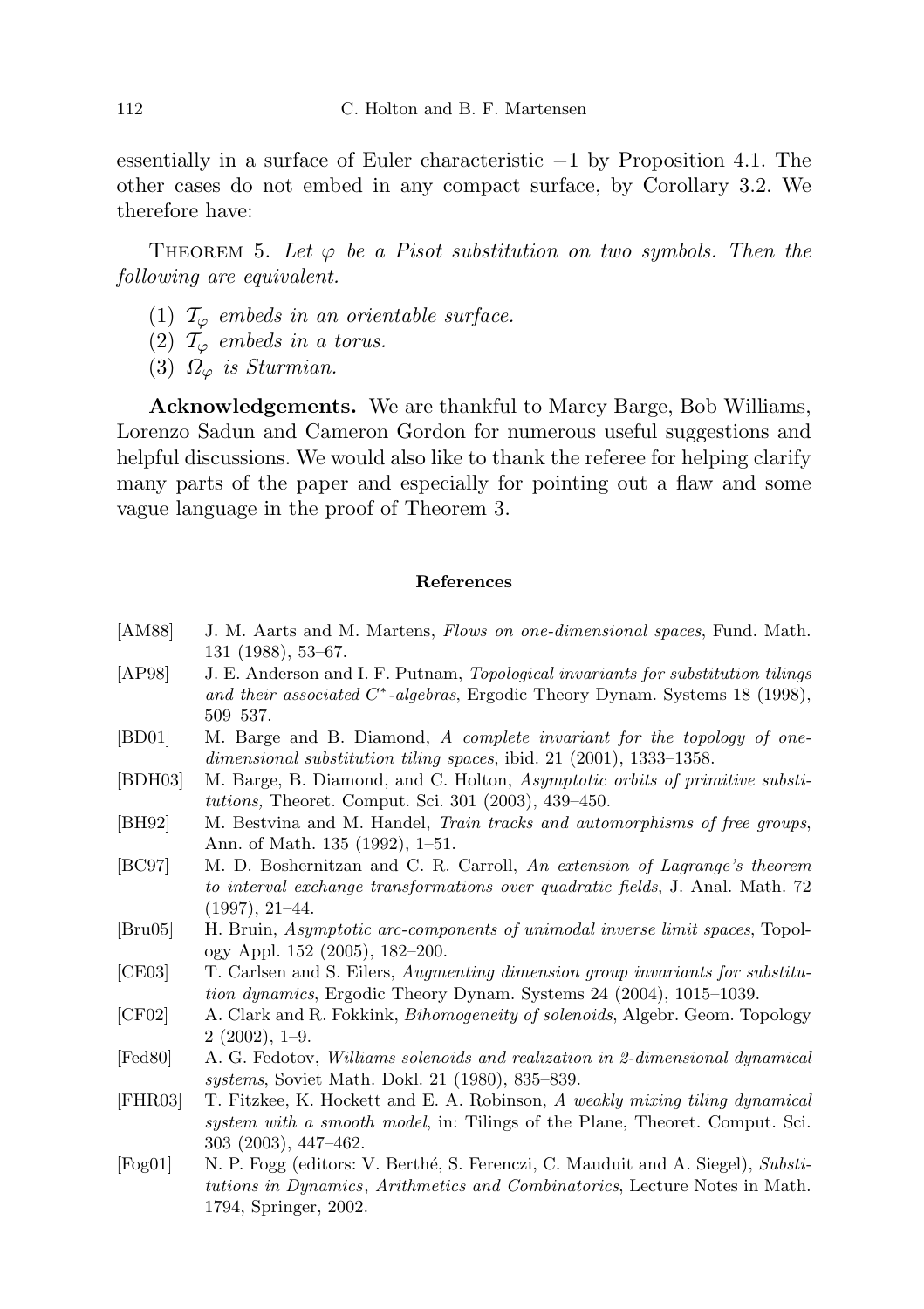essentially in a surface of Euler characteristic $-1$ by Proposition 4.1. The other cases do not embed in any compact surface, by Corollary 3.2. We therefore have:

THEOREM 5. *Let $\varphi$ be a Pisot substitution on two symbols. Then the following are equivalent.*

1. *$\mathcal{T}_\varphi$ embeds in an orientable surface.*
2. *$\mathcal{T}_\varphi$ embeds in a torus.*
3. *$\Omega_\varphi$ is Sturmian.*

**Acknowledgements.** We are thankful to Marcy Barge, Bob Williams, Lorenzo Sadun and Cameron Gordon for numerous useful suggestions and helpful discussions. We would also like to thank the referee for helping clarify many parts of the paper and especially for pointing out a flaw and some vague language in the proof of Theorem 3.

## References

[AM88] J. M. Aarts and M. Martens, *Flows on one-dimensional spaces*, Fund. Math. 131 (1988), 53–67.

[AP98] J. E. Anderson and I. F. Putnam, *Topological invariants for substitution tilings and their associated $C^*$-algebras*, Ergodic Theory Dynam. Systems 18 (1998), 509–537.

[BD01] M. Barge and B. Diamond, *A complete invariant for the topology of one-dimensional substitution tiling spaces*, ibid. 21 (2001), 1333–1358.

[BDH03] M. Barge, B. Diamond, and C. Holton, *Asymptotic orbits of primitive substitutions,* Theoret. Comput. Sci. 301 (2003), 439–450.

[BH92] M. Bestvina and M. Handel, *Train tracks and automorphisms of free groups*, Ann. of Math. 135 (1992), 1–51.

[BC97] M. D. Boshernitzan and C. R. Carroll, *An extension of Lagrange's theorem to interval exchange transformations over quadratic fields*, J. Anal. Math. 72 (1997), 21–44.

[Bru05] H. Bruin, *Asymptotic arc-components of unimodal inverse limit spaces*, Topology Appl. 152 (2005), 182–200.

[CE03] T. Carlsen and S. Eilers, *Augmenting dimension group invariants for substitution dynamics*, Ergodic Theory Dynam. Systems 24 (2004), 1015–1039.

[CF02] A. Clark and R. Fokkink, *Bihomogeneity of solenoids*, Algebr. Geom. Topology 2 (2002), 1–9.

[Fed80] A. G. Fedotov, *Williams solenoids and realization in 2-dimensional dynamical systems*, Soviet Math. Dokl. 21 (1980), 835–839.

[FHR03] T. Fitzkee, K. Hockett and E. A. Robinson, *A weakly mixing tiling dynamical system with a smooth model*, in: Tilings of the Plane, Theoret. Comput. Sci. 303 (2003), 447–462.

[Fog01] N. P. Fogg (editors: V. Berthé, S. Ferenczi, C. Mauduit and A. Siegel), *Substitutions in Dynamics, Arithmetics and Combinatorics*, Lecture Notes in Math. 1794, Springer, 2002.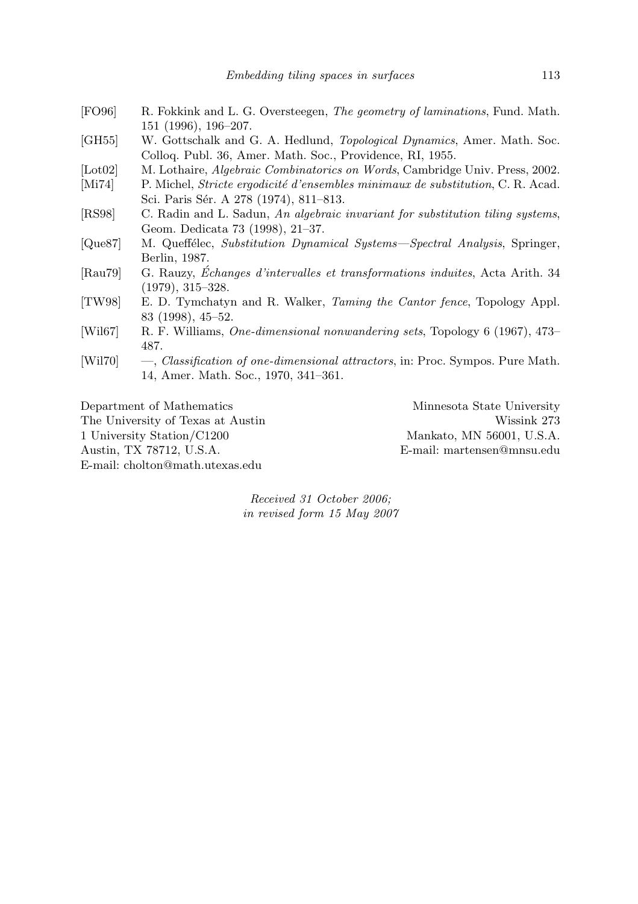[FO96] R. Fokkink and L. G. Oversteegen, *The geometry of laminations*, Fund. Math. 151 (1996), 196–207.

[GH55] W. Gottschalk and G. A. Hedlund, *Topological Dynamics*, Amer. Math. Soc. Colloq. Publ. 36, Amer. Math. Soc., Providence, RI, 1955.

[Lot02] M. Lothaire, *Algebraic Combinatorics on Words*, Cambridge Univ. Press, 2002.

[Mi74] P. Michel, *Stricte ergodicité d'ensembles minimaux de substitution*, C. R. Acad. Sci. Paris Sér. A 278 (1974), 811–813.

[RS98] C. Radin and L. Sadun, *An algebraic invariant for substitution tiling systems*, Geom. Dedicata 73 (1998), 21–37.

[Que87] M. Queffélec, *Substitution Dynamical Systems—Spectral Analysis*, Springer, Berlin, 1987.

[Rau79] G. Rauzy, *Échanges d'intervalles et transformations induites*, Acta Arith. 34 (1979), 315–328.

[TW98] E. D. Tymchatyn and R. Walker, *Taming the Cantor fence*, Topology Appl. 83 (1998), 45–52.

[Wil67] R. F. Williams, *One-dimensional nonwandering sets*, Topology 6 (1967), 473–487.

[Wil70] —, *Classification of one-dimensional attractors*, in: Proc. Sympos. Pure Math. 14, Amer. Math. Soc., 1970, 341–361.

Department of Mathematics
The University of Texas at Austin
1 University Station/C1200
Austin, TX 78712, U.S.A.
E-mail: cholton@math.utexas.edu

Minnesota State University
Wissink 273
Mankato, MN 56001, U.S.A.
E-mail: martensen@mnsu.edu

*Received 31 October 2006;*
*in revised form 15 May 2007*